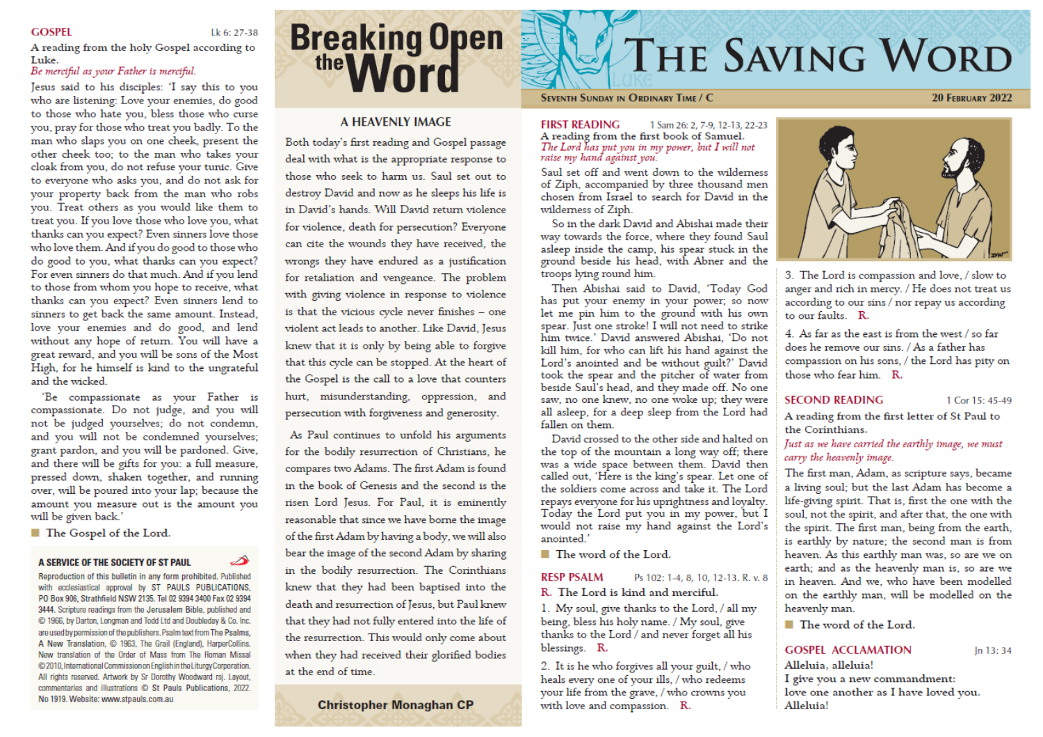# The Saving Word

**Seventh Sunday in Ordinary Time / C** — **20 February 2022**

## FIRST READING

1 Sam 26: 2, 7-9, 12-13, 22-23

A reading from the first book of Samuel.

*The Lord has put you in my power, but I will not raise my hand against you.*

Saul set off and went down to the wilderness of Ziph, accompanied by three thousand men chosen from Israel to search for David in the wilderness of Ziph.

So in the dark David and Abishai made their way towards the force, where they found Saul asleep inside the camp, his spear stuck in the ground beside his head, with Abner and the troops lying round him.

Then Abishai said to David, 'Today God has put your enemy in your power; so now let me pin him to the ground with his own spear. Just one stroke! I will not need to strike him twice.' David answered Abishai, 'Do not kill him, for who can lift his hand against the Lord's anointed and be without guilt?' David took the spear and the pitcher of water from beside Saul's head, and they made off. No one saw, no one knew, no one woke up; they were all asleep, for a deep sleep from the Lord had fallen on them.

David crossed to the other side and halted on the top of the mountain a long way off; there was a wide space between them. David then called out, 'Here is the king's spear. Let one of the soldiers come across and take it. The Lord repays everyone for his uprightness and loyalty. Today the Lord put you in my power, but I would not raise my hand against the Lord's anointed.'

■ The word of the Lord.

## RESP PSALM

Ps 102: 1-4, 8, 10, 12-13. R. v. 8

R. The Lord is kind and merciful.

1. My soul, give thanks to the Lord, / all my being, bless his holy name. / My soul, give thanks to the Lord / and never forget all his blessings. R.

2. It is he who forgives all your guilt, / who heals every one of your ills, / who redeems your life from the grave, / who crowns you with love and compassion. R.

3. The Lord is compassion and love, / slow to anger and rich in mercy. / He does not treat us according to our sins / nor repay us according to our faults. R.

4. As far as the east is from the west / so far does he remove our sins. / As a father has compassion on his sons, / the Lord has pity on those who fear him. R.

## SECOND READING

1 Cor 15: 45-49

A reading from the first letter of St Paul to the Corinthians.

*Just as we have carried the earthly image, we must carry the heavenly image.*

The first man, Adam, as scripture says, became a living soul; but the last Adam has become a life-giving spirit. That is, first the one with the soul, not the spirit, and after that, the one with the spirit. The first man, being from the earth, is earthly by nature; the second man is from heaven. As this earthly man was, so are we on earth; and as the heavenly man is, so are we in heaven. And we, who have been modelled on the earthly man, will be modelled on the heavenly man.

■ The word of the Lord.

## GOSPEL ACCLAMATION

Jn 13: 34

Alleluia, alleluia!
I give you a new commandment:
love one another as I have loved you.
Alleluia!

## GOSPEL

Lk 6: 27-38

A reading from the holy Gospel according to Luke.

*Be merciful as your Father is merciful.*

Jesus said to his disciples: 'I say this to you who are listening: Love your enemies, do good to those who hate you, bless those who curse you, pray for those who treat you badly. To the man who slaps you on one cheek, present the other cheek too; to the man who takes your cloak from you, do not refuse your tunic. Give to everyone who asks you, and do not ask for your property back from the man who robs you. Treat others as you would like them to treat you. If you love those who love you, what thanks can you expect? Even sinners love those who love them. And if you do good to those who do good to you, what thanks can you expect? For even sinners do that much. And if you lend to those from whom you hope to receive, what thanks can you expect? Even sinners lend to sinners to get back the same amount. Instead, love your enemies and do good, and lend without any hope of return. You will have a great reward, and you will be sons of the Most High, for he himself is kind to the ungrateful and the wicked.

'Be compassionate as your Father is compassionate. Do not judge, and you will not be judged yourselves; do not condemn, and you will not be condemned yourselves; grant pardon, and you will be pardoned. Give, and there will be gifts for you: a full measure, pressed down, shaken together, and running over, will be poured into your lap; because the amount you measure out is the amount you will be given back.'

■ The Gospel of the Lord.

**A SERVICE OF THE SOCIETY OF ST PAUL**

Reproduction of this bulletin in any form prohibited. Published with ecclesiastical approval by ST PAULS PUBLICATIONS, PO Box 906, Strathfield NSW 2135. Tel 02 9394 3400 Fax 02 9394 3444. Scripture readings from the Jerusalem Bible, published and © 1966, by Darton, Longman and Todd Ltd and Doubleday & Co. Inc. are used by permission of the publishers. Psalm text from The Psalms, A New Translation, © 1963, The Grail (England), HarperCollins. New translation of the Order of Mass from The Roman Missal ©2010, International Commission on English in the Liturgy Corporation. All rights reserved. Artwork by Sr Dorothy Woodward rsj. Layout, commentaries and illustrations © St Pauls Publications, 2022. No 1919. Website: www.stpauls.com.au

# Breaking Open the Word

## A HEAVENLY IMAGE

Both today's first reading and Gospel passage deal with what is the appropriate response to those who seek to harm us. Saul set out to destroy David and now as he sleeps his life is in David's hands. Will David return violence for violence, death for persecution? Everyone can cite the wounds they have received, the wrongs they have endured as a justification for retaliation and vengeance. The problem with giving violence in response to violence is that the vicious cycle never finishes – one violent act leads to another. Like David, Jesus knew that it is only by being able to forgive that this cycle can be stopped. At the heart of the Gospel is the call to a love that counters hurt, misunderstanding, oppression, and persecution with forgiveness and generosity.

As Paul continues to unfold his arguments for the bodily resurrection of Christians, he compares two Adams. The first Adam is found in the book of Genesis and the second is the risen Lord Jesus. For Paul, it is eminently reasonable that since we have borne the image of the first Adam by having a body, we will also bear the image of the second Adam by sharing in the bodily resurrection. The Corinthians knew that they had been baptised into the death and resurrection of Jesus, but Paul knew that they had not fully entered into the life of the resurrection. This would only come about when they had received their glorified bodies at the end of time.

**Christopher Monaghan CP**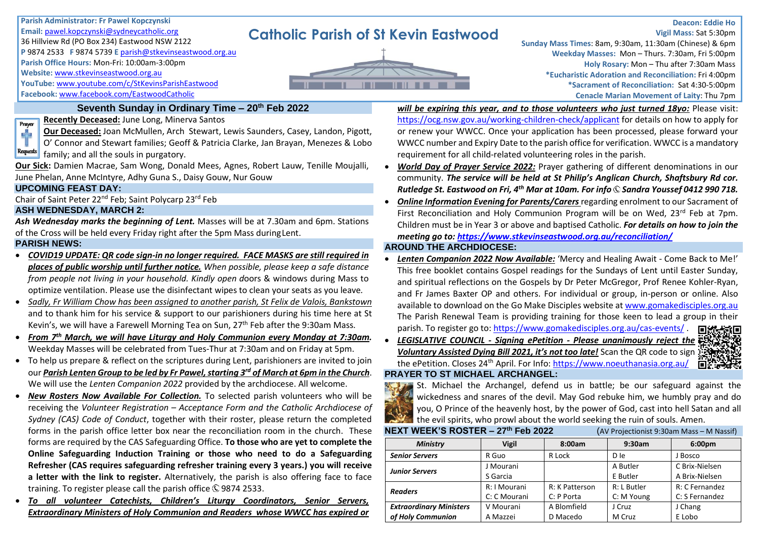Parish Administrator: Fr Pawel Kopczynski
Email: pawel.kopczynski@sydneycatholic.org
36 Hillview Rd (PO Box 234) Eastwood NSW 2122
P 9874 2533 F 9874 5739 E parish@stkevinseastwood.org.au
Parish Office Hours: Mon-Fri: 10:00am-3:00pm
Website: www.stkevinseastwood.org.au
YouTube: www.youtube.com/c/StKevinsParishEastwood
Facebook: www.facebook.com/EastwoodCatholic

# Catholic Parish of St Kevin Eastwood

Deacon: Eddie Ho
Vigil Mass: Sat 5:30pm
Sunday Mass Times: 8am, 9:30am, 11:30am (Chinese) & 6pm
Weekday Masses: Mon – Thurs. 7:30am, Fri 5:00pm
Holy Rosary: Mon – Thu after 7:30am Mass
*Eucharistic Adoration and Reconciliation: Fri 4:00pm
*Sacrament of Reconciliation: Sat 4:30-5:00pm
Cenacle Marian Movement of Laity: Thu 7pm

## Seventh Sunday in Ordinary Time – 20th Feb 2022

**Recently Deceased:** June Long, Minerva Santos

**Our Deceased:** Joan McMullen, Arch Stewart, Lewis Saunders, Casey, Landon, Pigott, O' Connor and Stewart families; Geoff & Patricia Clarke, Jan Brayan, Menezes & Lobo family; and all the souls in purgatory.

**Our Sick:** Damien Macrae, Sam Wong, Donald Mees, Agnes, Robert Lauw, Tenille Moujalli, June Phelan, Anne McIntyre, Adhy Guna S., Daisy Gouw, Nur Gouw

### UPCOMING FEAST DAY:

Chair of Saint Peter 22nd Feb; Saint Polycarp 23rd Feb

### ASH WEDNESDAY, MARCH 2:

***Ash Wednesday marks the beginning of Lent.*** Masses will be at 7.30am and 6pm. Stations of the Cross will be held every Friday right after the 5pm Mass during Lent.

### PARISH NEWS:

- ***COVID19 UPDATE: QR code sign-in no longer required. FACE MASKS are still required in places of public worship until further notice.*** *When possible, please keep a safe distance from people not living in your household. Kindly open d*oors & windows during Mass to optimize ventilation. Please use the disinfectant wipes to clean your seats as you leave.
- *Sadly, Fr William Chow has been assigned to another parish, St Felix de Valois, Bankstown* and to thank him for his service & support to our parishioners during his time here at St Kevin's, we will have a Farewell Morning Tea on Sun, 27th Feb after the 9:30am Mass.
- ***From 7th March, we will have Liturgy and Holy Communion every Monday at 7:30am.*** Weekday Masses will be celebrated from Tues-Thur at 7:30am and on Friday at 5pm.
- To help us prepare & reflect on the scriptures during Lent, parishioners are invited to join our ***Parish Lenten Group to be led by Fr Pawel, starting 3rd of March at 6pm in the Church***. We will use the *Lenten Companion 2022* provided by the archdiocese. All welcome.
- ***New Rosters Now Available For Collection.*** To selected parish volunteers who will be receiving the *Volunteer Registration – Acceptance Form and the Catholic Archdiocese of Sydney (CAS) Code of Conduct*, together with their roster, please return the completed forms in the parish office letter box near the reconciliation room in the church. These forms are required by the CAS Safeguarding Office. **To those who are yet to complete the Online Safeguarding Induction Training or those who need to do a Safeguarding Refresher (CAS requires safeguarding refresher training every 3 years.) you will receive a letter with the link to register.** Alternatively, the parish is also offering face to face training. To register please call the parish office ✆ 9874 2533.
- ***To all volunteer Catechists, Children's Liturgy Coordinators, Senior Servers, Extraordinary Ministers of Holy Communion and Readers whose WWCC has expired or will be expiring this year, and to those volunteers who just turned 18yo:*** Please visit: https://ocg.nsw.gov.au/working-children-check/applicant for details on how to apply for or renew your WWCC. Once your application has been processed, please forward your WWCC number and Expiry Date to the parish office for verification. WWCC is a mandatory requirement for all child-related volunteering roles in the parish.
- ***World Day of Prayer Service 2022:*** Prayer gathering of different denominations in our community. ***The service will be held at St Philip's Anglican Church, Shaftsbury Rd cor. Rutledge St. Eastwood on Fri, 4th Mar at 10am. For info ✆ Sandra Youssef 0412 990 718.***
- ***Online Information Evening for Parents/Carers*** regarding enrolment to our Sacrament of First Reconciliation and Holy Communion Program will be on Wed, 23rd Feb at 7pm. Children must be in Year 3 or above and baptised Catholic. ***For details on how to join the meeting go to: https://www.stkevinseastwood.org.au/reconciliation/***

### AROUND THE ARCHDIOCESE:

- ***Lenten Companion 2022 Now Available:*** 'Mercy and Healing Await - Come Back to Me!' This free booklet contains Gospel readings for the Sundays of Lent until Easter Sunday, and spiritual reflections on the Gospels by Dr Peter McGregor, Prof Renee Kohler-Ryan, and Fr James Baxter OP and others. For individual or group, in-person or online. Also available to download on the Go Make Disciples website at www.gomakedisciples.org.au The Parish Renewal Team is providing training for those keen to lead a group in their parish. To register go to: https://www.gomakedisciples.org.au/cas-events/ .
- ***LEGISLATIVE COUNCIL - Signing ePetition - Please unanimously reject the Voluntary Assisted Dying Bill 2021, it's not too late!*** Scan the QR code to sign the ePetition. Closes 24th April. For Info: https://www.noeuthanasia.org.au/

### PRAYER TO ST MICHAEL ARCHANGEL:

St. Michael the Archangel, defend us in battle; be our safeguard against the wickedness and snares of the devil. May God rebuke him, we humbly pray and do you, O Prince of the heavenly host, by the power of God, cast into hell Satan and all the evil spirits, who prowl about the world seeking the ruin of souls. Amen.

### NEXT WEEK'S ROSTER – 27th Feb 2022

(AV Projectionist 9:30am Mass – M Nassif)

| Ministry | Vigil | 8:00am | 9:30am | 6:00pm |
|---|---|---|---|---|
| Senior Servers | R Guo | R Lock | D Ie | J Bosco |
| Junior Servers | J Mourani<br>S Garcia | | A Butler<br>E Butler | C Brix-Nielsen<br>A Brix-Nielsen |
| Readers | R: I Mourani<br>C: C Mourani | R: K Patterson<br>C: P Porta | R: L Butler<br>C: M Young | R: C Fernandez<br>C: S Fernandez |
| Extraordinary Ministers of Holy Communion | V Mourani<br>A Mazzei | A Blomfield<br>D Macedo | J Cruz<br>M Cruz | J Chang<br>E Lobo |